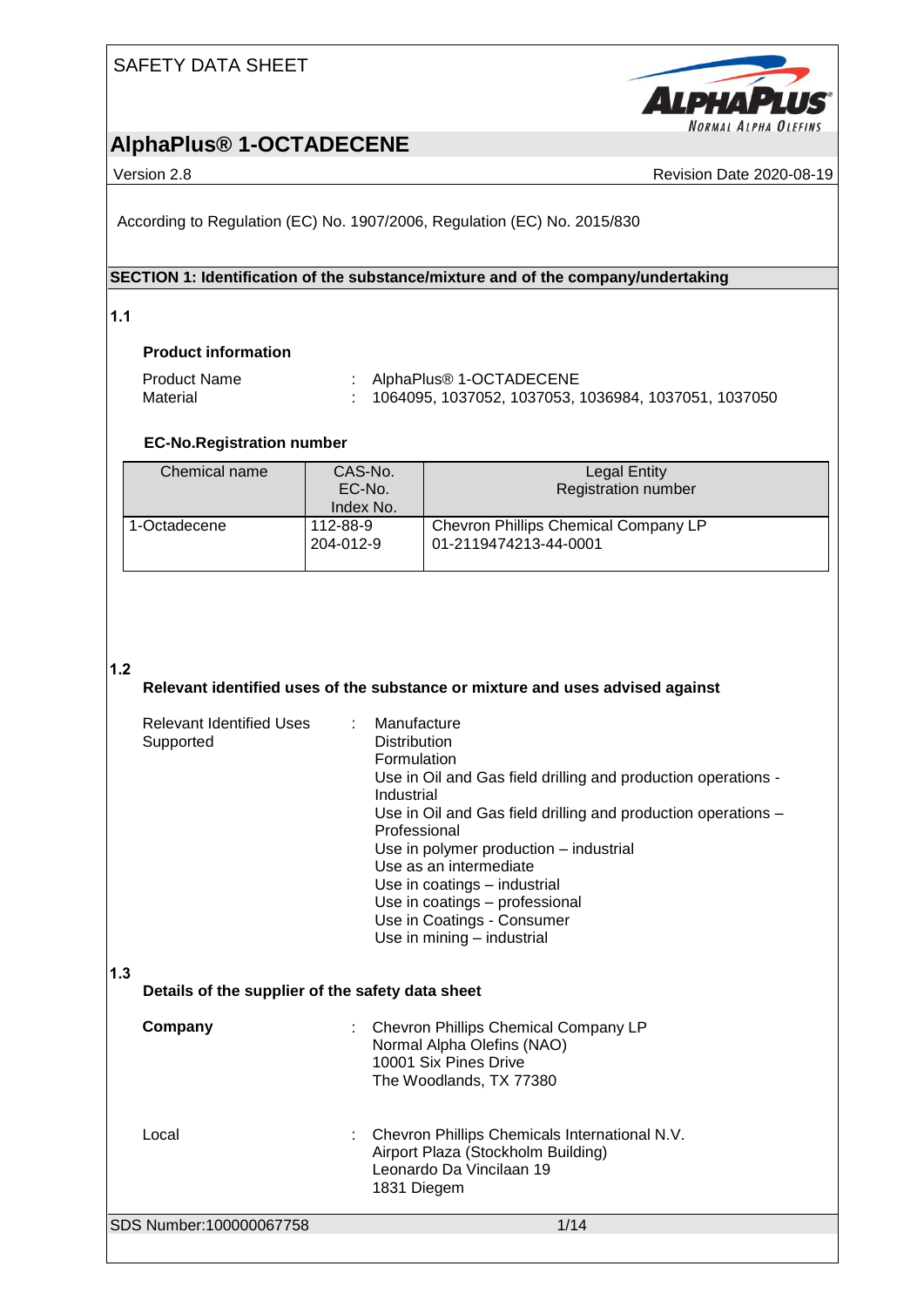SAFETY DATA SHEET

# AlphaPlus® 1-OCTADECENE

Version 2.8 | Revision Date 2020-08-19

According to Regulation (EC) No. 1907/2006, Regulation (EC) No. 2015/830

## SECTION 1: Identification of the substance/mixture and of the company/undertaking

### 1.1

**Product information**

Product Name : AlphaPlus® 1-OCTADECENE
Material : 1064095, 1037052, 1037053, 1036984, 1037051, 1037050

**EC-No.Registration number**

| Chemical name | CAS-No.<br>EC-No.<br>Index No. | Legal Entity<br>Registration number |
|---|---|---|
| 1-Octadecene | 112-88-9<br>204-012-9 | Chevron Phillips Chemical Company LP<br>01-2119474213-44-0001 |

### 1.2

**Relevant identified uses of the substance or mixture and uses advised against**

Relevant Identified Uses Supported :
- Manufacture
- Distribution
- Formulation
- Use in Oil and Gas field drilling and production operations - Industrial
- Use in Oil and Gas field drilling and production operations – Professional
- Use in polymer production – industrial
- Use as an intermediate
- Use in coatings – industrial
- Use in coatings – professional
- Use in Coatings - Consumer
- Use in mining – industrial

### 1.3

**Details of the supplier of the safety data sheet**

**Company** : Chevron Phillips Chemical Company LP
Normal Alpha Olefins (NAO)
10001 Six Pines Drive
The Woodlands, TX 77380

Local : Chevron Phillips Chemicals International N.V.
Airport Plaza (Stockholm Building)
Leonardo Da Vincilaan 19
1831 Diegem

SDS Number:100000067758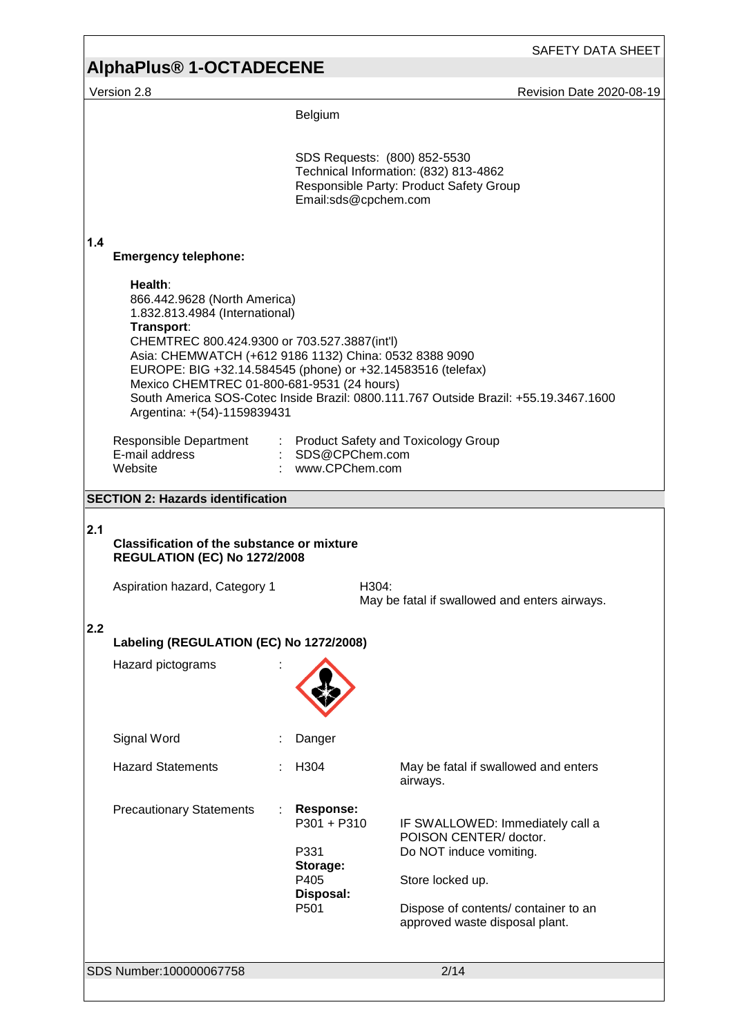Belgium

SDS Requests: (800) 852-5530
Technical Information: (832) 813-4862
Responsible Party: Product Safety Group
Email:sds@cpchem.com

**1.4**

**Emergency telephone:**

**Health**:
866.442.9628 (North America)
1.832.813.4984 (International)
**Transport**:
CHEMTREC 800.424.9300 or 703.527.3887(int'l)
Asia: CHEMWATCH (+612 9186 1132) China: 0532 8388 9090
EUROPE: BIG +32.14.584545 (phone) or +32.14583516 (telefax)
Mexico CHEMTREC 01-800-681-9531 (24 hours)
South America SOS-Cotec Inside Brazil: 0800.111.767 Outside Brazil: +55.19.3467.1600
Argentina: +(54)-1159839431

| | | |
|---|---|---|
| Responsible Department | : | Product Safety and Toxicology Group |
| E-mail address | : | SDS@CPChem.com |
| Website | : | www.CPChem.com |

## SECTION 2: Hazards identification

**2.1**

**Classification of the substance or mixture**
**REGULATION (EC) No 1272/2008**

| | |
|---|---|
| Aspiration hazard, Category 1 | H304: May be fatal if swallowed and enters airways. |

**2.2**

**Labeling (REGULATION (EC) No 1272/2008)**

Hazard pictograms :

| | | | |
|---|---|---|---|
| Signal Word | : | Danger | |
| Hazard Statements | : | H304 | May be fatal if swallowed and enters airways. |
| Precautionary Statements | : | **Response:** | |
| | | P301 + P310 | IF SWALLOWED: Immediately call a POISON CENTER/ doctor. |
| | | P331 | Do NOT induce vomiting. |
| | | **Storage:** | |
| | | P405 | Store locked up. |
| | | **Disposal:** | |
| | | P501 | Dispose of contents/ container to an approved waste disposal plant. |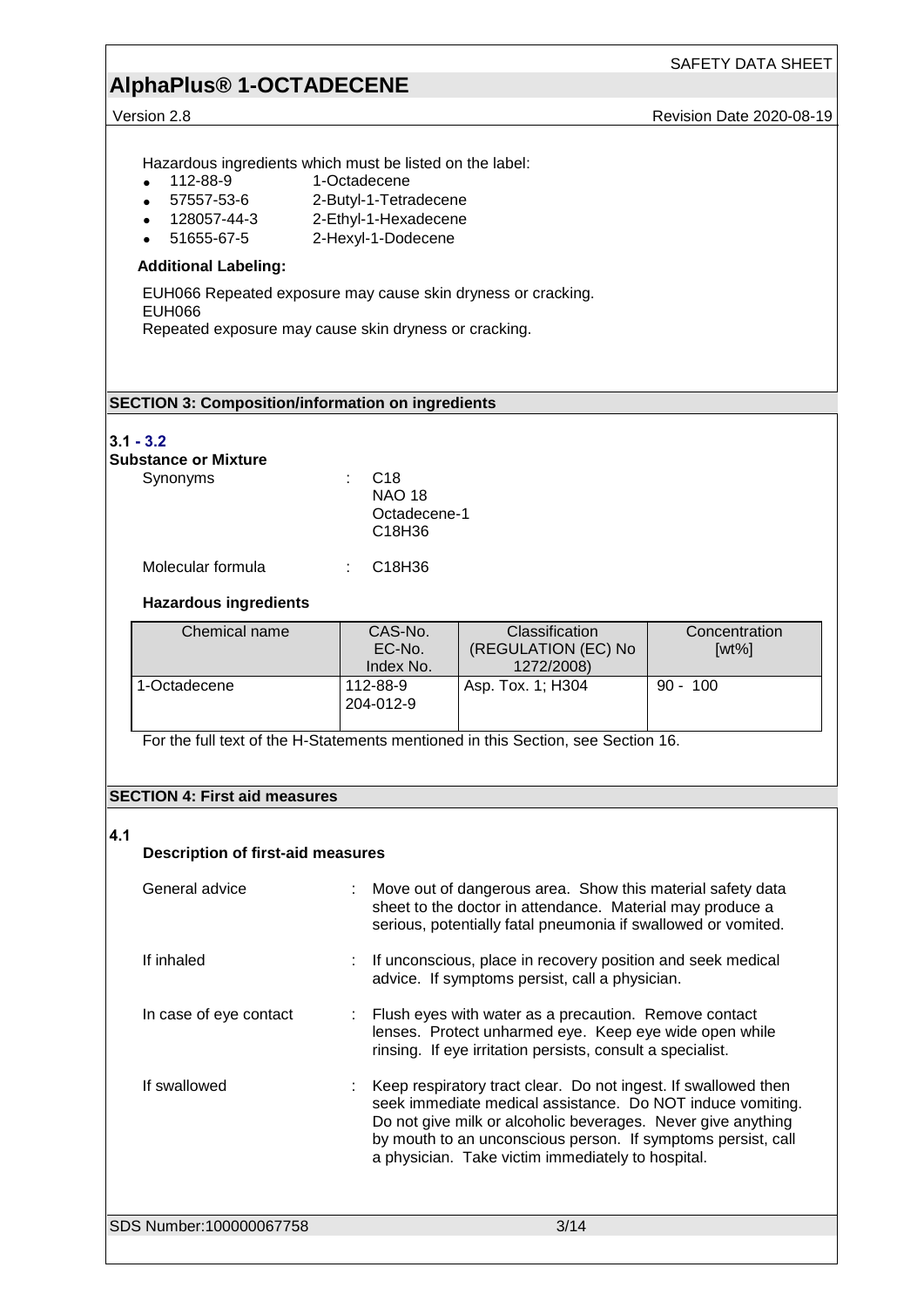Hazardous ingredients which must be listed on the label:

- 112-88-9 1-Octadecene
- 57557-53-6 2-Butyl-1-Tetradecene
- 128057-44-3 2-Ethyl-1-Hexadecene
- 51655-67-5 2-Hexyl-1-Dodecene

**Additional Labeling:**

EUH066 Repeated exposure may cause skin dryness or cracking.
EUH066
Repeated exposure may cause skin dryness or cracking.

## SECTION 3: Composition/information on ingredients

**3.1 - 3.2**
**Substance or Mixture**

Synonyms : C18
NAO 18
Octadecene-1
C18H36

Molecular formula : C18H36

**Hazardous ingredients**

| Chemical name | CAS-No.<br>EC-No.<br>Index No. | Classification (REGULATION (EC) No 1272/2008) | Concentration [wt%] |
|---|---|---|---|
| 1-Octadecene | 112-88-9<br>204-012-9 | Asp. Tox. 1; H304 | 90 - 100 |

For the full text of the H-Statements mentioned in this Section, see Section 16.

## SECTION 4: First aid measures

**4.1**
**Description of first-aid measures**

General advice : Move out of dangerous area. Show this material safety data sheet to the doctor in attendance. Material may produce a serious, potentially fatal pneumonia if swallowed or vomited.

If inhaled : If unconscious, place in recovery position and seek medical advice. If symptoms persist, call a physician.

In case of eye contact : Flush eyes with water as a precaution. Remove contact lenses. Protect unharmed eye. Keep eye wide open while rinsing. If eye irritation persists, consult a specialist.

If swallowed : Keep respiratory tract clear. Do not ingest. If swallowed then seek immediate medical assistance. Do NOT induce vomiting. Do not give milk or alcoholic beverages. Never give anything by mouth to an unconscious person. If symptoms persist, call a physician. Take victim immediately to hospital.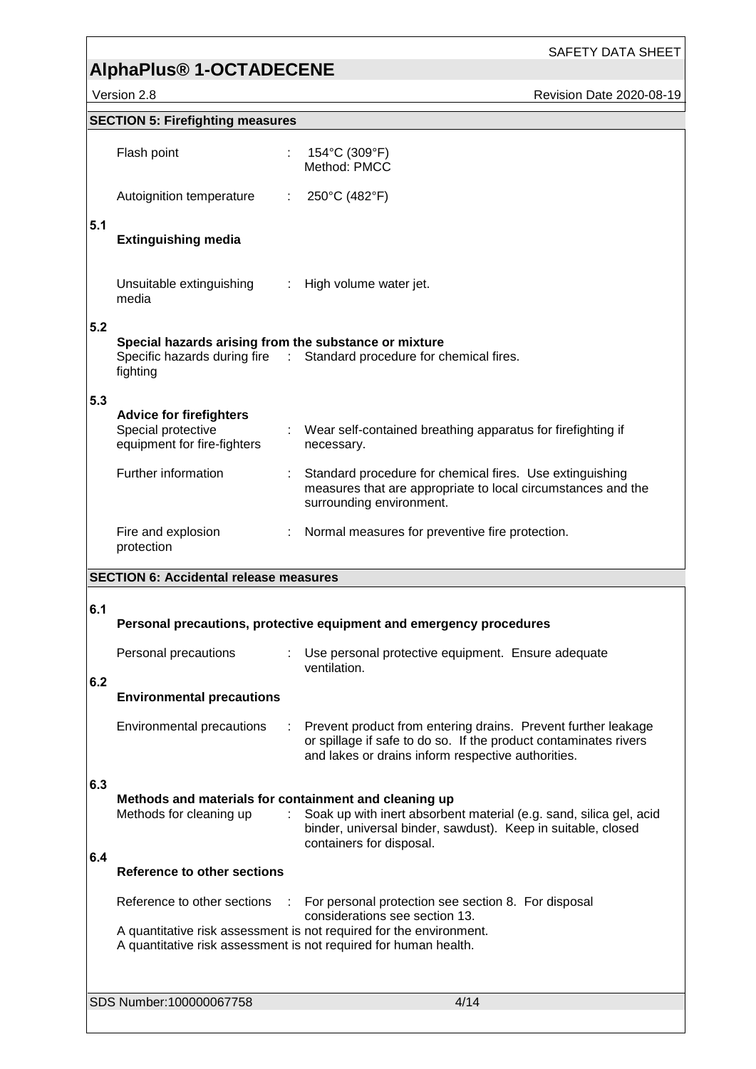## SECTION 5: Firefighting measures

| | | |
|---|---|---|
| Flash point | : | 154°C (309°F)<br>Method: PMCC |
| Autoignition temperature | : | 250°C (482°F) |

### 5.1 Extinguishing media

| | | |
|---|---|---|
| Unsuitable extinguishing media | : | High volume water jet. |

### 5.2 Special hazards arising from the substance or mixture

| | | |
|---|---|---|
| Specific hazards during fire fighting | : | Standard procedure for chemical fires. |

### 5.3 Advice for firefighters

| | | |
|---|---|---|
| Special protective equipment for fire-fighters | : | Wear self-contained breathing apparatus for firefighting if necessary. |
| Further information | : | Standard procedure for chemical fires. Use extinguishing measures that are appropriate to local circumstances and the surrounding environment. |
| Fire and explosion protection | : | Normal measures for preventive fire protection. |

## SECTION 6: Accidental release measures

### 6.1 Personal precautions, protective equipment and emergency procedures

| | | |
|---|---|---|
| Personal precautions | : | Use personal protective equipment. Ensure adequate ventilation. |

### 6.2 Environmental precautions

| | | |
|---|---|---|
| Environmental precautions | : | Prevent product from entering drains. Prevent further leakage or spillage if safe to do so. If the product contaminates rivers and lakes or drains inform respective authorities. |

### 6.3 Methods and materials for containment and cleaning up

| | | |
|---|---|---|
| Methods for cleaning up | : | Soak up with inert absorbent material (e.g. sand, silica gel, acid binder, universal binder, sawdust). Keep in suitable, closed containers for disposal. |

### 6.4 Reference to other sections

| | | |
|---|---|---|
| Reference to other sections | : | For personal protection see section 8. For disposal considerations see section 13. |

A quantitative risk assessment is not required for the environment.
A quantitative risk assessment is not required for human health.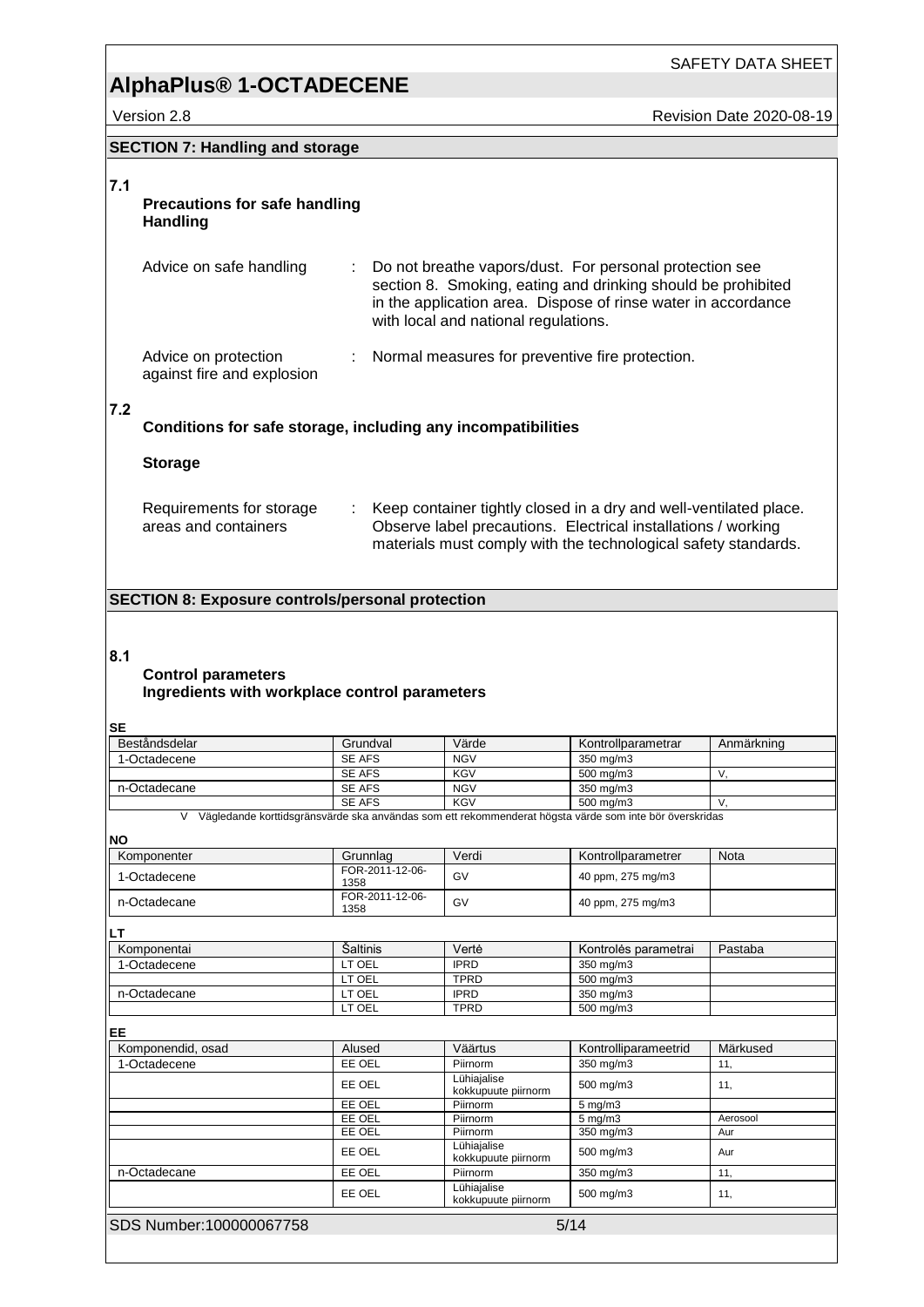## SECTION 7: Handling and storage

### 7.1 Precautions for safe handling

**Handling**

Advice on safe handling : Do not breathe vapors/dust. For personal protection see section 8. Smoking, eating and drinking should be prohibited in the application area. Dispose of rinse water in accordance with local and national regulations.

Advice on protection against fire and explosion : Normal measures for preventive fire protection.

### 7.2 Conditions for safe storage, including any incompatibilities

**Storage**

Requirements for storage areas and containers : Keep container tightly closed in a dry and well-ventilated place. Observe label precautions. Electrical installations / working materials must comply with the technological safety standards.

## SECTION 8: Exposure controls/personal protection

### 8.1 Control parameters

**Ingredients with workplace control parameters**

**SE**

| Beståndsdelar | Grundval | Värde | Kontrollparametrar | Anmärkning |
|---|---|---|---|---|
| 1-Octadecene | SE AFS | NGV | 350 mg/m3 | |
| | SE AFS | KGV | 500 mg/m3 | V, |
| n-Octadecane | SE AFS | NGV | 350 mg/m3 | |
| | SE AFS | KGV | 500 mg/m3 | V, |

V Vägledande korttidsgränsvärde ska användas som ett rekommenderat högsta värde som inte bör överskridas

**NO**

| Komponenter | Grunnlag | Verdi | Kontrollparametrer | Nota |
|---|---|---|---|---|
| 1-Octadecene | FOR-2011-12-06-1358 | GV | 40 ppm, 275 mg/m3 | |
| n-Octadecane | FOR-2011-12-06-1358 | GV | 40 ppm, 275 mg/m3 | |

**LT**

| Komponentai | Šaltinis | Vertė | Kontrolės parametrai | Pastaba |
|---|---|---|---|---|
| 1-Octadecene | LT OEL | IPRD | 350 mg/m3 | |
| | LT OEL | TPRD | 500 mg/m3 | |
| n-Octadecane | LT OEL | IPRD | 350 mg/m3 | |
| | LT OEL | TPRD | 500 mg/m3 | |

**EE**

| Komponendid, osad | Alused | Väärtus | Kontrolliparameetrid | Märkused |
|---|---|---|---|---|
| 1-Octadecene | EE OEL | Piirnorm | 350 mg/m3 | 11, |
| | EE OEL | Lühiajalise kokkupuute piirnorm | 500 mg/m3 | 11, |
| | EE OEL | Piirnorm | 5 mg/m3 | |
| | EE OEL | Piirnorm | 5 mg/m3 | Aerosool |
| | EE OEL | Piirnorm | 350 mg/m3 | Aur |
| | EE OEL | Lühiajalise kokkupuute piirnorm | 500 mg/m3 | Aur |
| n-Octadecane | EE OEL | Piirnorm | 350 mg/m3 | 11, |
| | EE OEL | Lühiajalise kokkupuute piirnorm | 500 mg/m3 | 11, |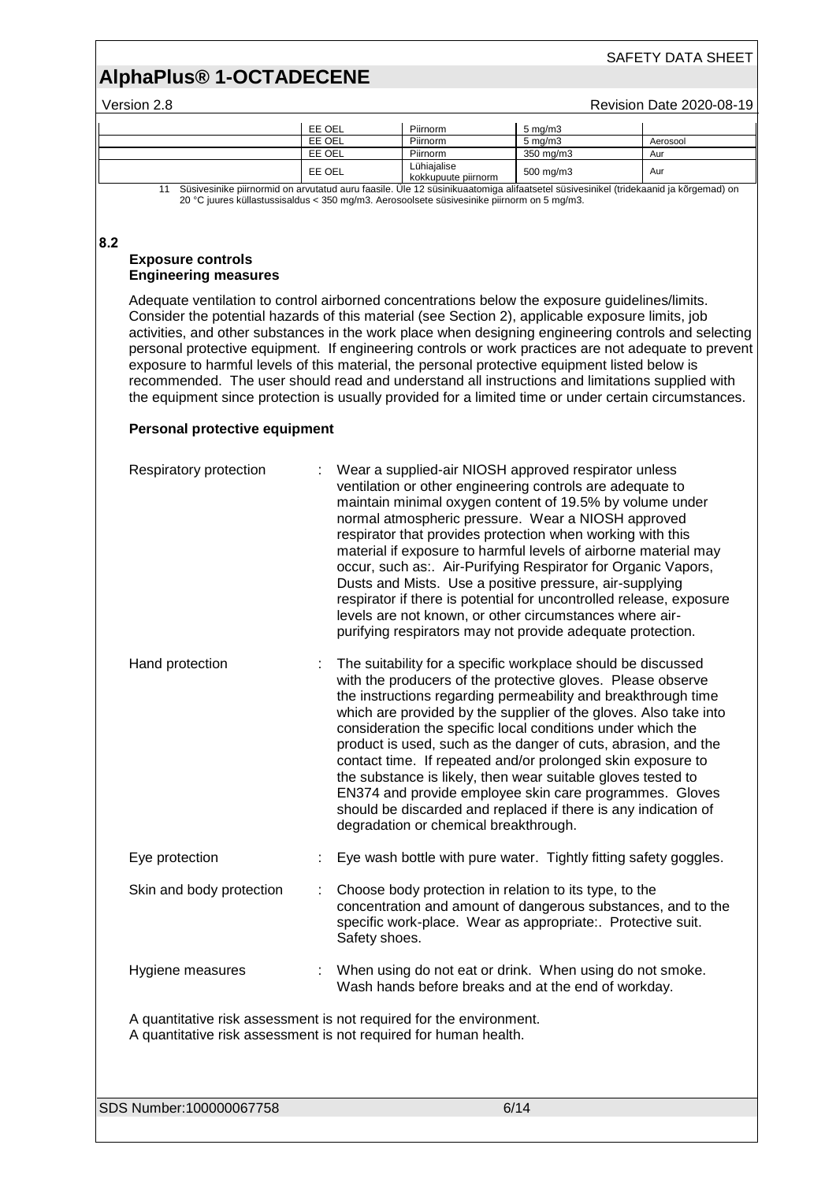| | | | | |
|---|---|---|---|---|
| | EE OEL | Piirnorm | 5 mg/m3 | |
| | EE OEL | Piirnorm | 5 mg/m3 | Aerosool |
| | EE OEL | Piirnorm | 350 mg/m3 | Aur |
| | EE OEL | Lühiajalise kokkupuute piirnorm | 500 mg/m3 | Aur |

11 Süsivesinike piirnormid on arvutatud auru faasile. Üle 12 süsinikuaatomiga alifaatsetel süsivesinikel (tridekaanid ja kõrgemad) on 20 °C juures küllastussisaldus < 350 mg/m3. Aerosoolsete süsivesinike piirnorm on 5 mg/m3.

**8.2**

**Exposure controls**
**Engineering measures**

Adequate ventilation to control airborned concentrations below the exposure guidelines/limits. Consider the potential hazards of this material (see Section 2), applicable exposure limits, job activities, and other substances in the work place when designing engineering controls and selecting personal protective equipment. If engineering controls or work practices are not adequate to prevent exposure to harmful levels of this material, the personal protective equipment listed below is recommended. The user should read and understand all instructions and limitations supplied with the equipment since protection is usually provided for a limited time or under certain circumstances.

**Personal protective equipment**

Respiratory protection : Wear a supplied-air NIOSH approved respirator unless ventilation or other engineering controls are adequate to maintain minimal oxygen content of 19.5% by volume under normal atmospheric pressure. Wear a NIOSH approved respirator that provides protection when working with this material if exposure to harmful levels of airborne material may occur, such as:. Air-Purifying Respirator for Organic Vapors, Dusts and Mists. Use a positive pressure, air-supplying respirator if there is potential for uncontrolled release, exposure levels are not known, or other circumstances where air-purifying respirators may not provide adequate protection.

Hand protection : The suitability for a specific workplace should be discussed with the producers of the protective gloves. Please observe the instructions regarding permeability and breakthrough time which are provided by the supplier of the gloves. Also take into consideration the specific local conditions under which the product is used, such as the danger of cuts, abrasion, and the contact time. If repeated and/or prolonged skin exposure to the substance is likely, then wear suitable gloves tested to EN374 and provide employee skin care programmes. Gloves should be discarded and replaced if there is any indication of degradation or chemical breakthrough.

Eye protection : Eye wash bottle with pure water. Tightly fitting safety goggles.

Skin and body protection : Choose body protection in relation to its type, to the concentration and amount of dangerous substances, and to the specific work-place. Wear as appropriate:. Protective suit. Safety shoes.

Hygiene measures : When using do not eat or drink. When using do not smoke. Wash hands before breaks and at the end of workday.

A quantitative risk assessment is not required for the environment.
A quantitative risk assessment is not required for human health.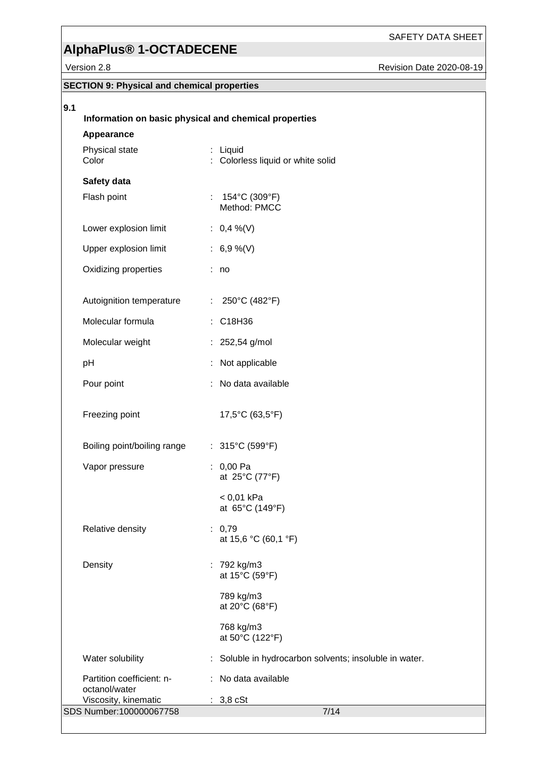## SECTION 9: Physical and chemical properties

**9.1 Information on basic physical and chemical properties**

**Appearance**

| | |
|---|---|
| Physical state | : Liquid |
| Color | : Colorless liquid or white solid |

**Safety data**

| | |
|---|---|
| Flash point | : 154°C (309°F)<br>Method: PMCC |
| Lower explosion limit | : 0,4 %(V) |
| Upper explosion limit | : 6,9 %(V) |
| Oxidizing properties | : no |
| Autoignition temperature | : 250°C (482°F) |
| Molecular formula | : $C_{18}H_{36}$ |
| Molecular weight | : 252,54 g/mol |
| pH | : Not applicable |
| Pour point | : No data available |
| Freezing point | 17,5°C (63,5°F) |
| Boiling point/boiling range | : 315°C (599°F) |
| Vapor pressure | : 0,00 Pa<br>at 25°C (77°F)<br><br>< 0,01 kPa<br>at 65°C (149°F) |
| Relative density | : 0,79<br>at 15,6 °C (60,1 °F) |
| Density | : 792 kg/m3<br>at 15°C (59°F)<br><br>789 kg/m3<br>at 20°C (68°F)<br><br>768 kg/m3<br>at 50°C (122°F) |
| Water solubility | : Soluble in hydrocarbon solvents; insoluble in water. |
| Partition coefficient: n-octanol/water | : No data available |
| Viscosity, kinematic | : 3,8 cSt |

SDS Number:100000067758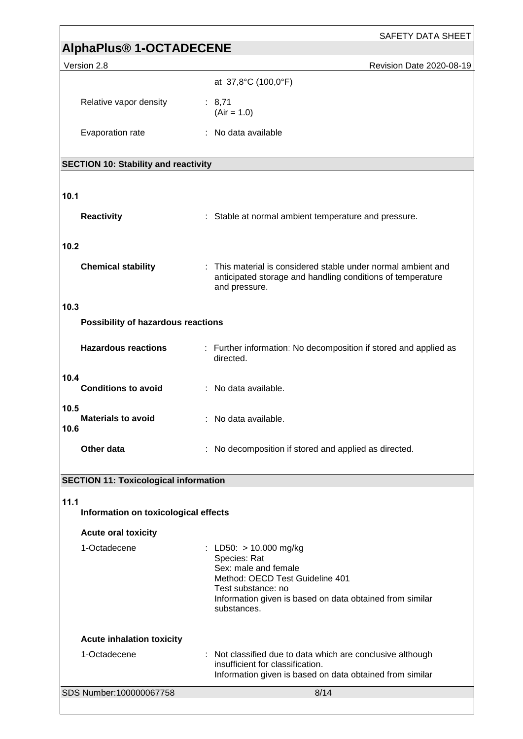at 37,8°C (100,0°F)

Relative vapor density : 8,71
(Air = 1.0)

Evaporation rate : No data available

## SECTION 10: Stability and reactivity

**10.1**

**Reactivity** : Stable at normal ambient temperature and pressure.

**10.2**

**Chemical stability** : This material is considered stable under normal ambient and anticipated storage and handling conditions of temperature and pressure.

**10.3**

**Possibility of hazardous reactions**

**Hazardous reactions** : Further information: No decomposition if stored and applied as directed.

**10.4**

**Conditions to avoid** : No data available.

**10.5**

**Materials to avoid** : No data available.

**10.6**

**Other data** : No decomposition if stored and applied as directed.

## SECTION 11: Toxicological information

**11.1**

**Information on toxicological effects**

**Acute oral toxicity**

1-Octadecene : LD50: > 10.000 mg/kg
Species: Rat
Sex: male and female
Method: OECD Test Guideline 401
Test substance: no
Information given is based on data obtained from similar substances.

**Acute inhalation toxicity**

1-Octadecene : Not classified due to data which are conclusive although insufficient for classification.
Information given is based on data obtained from similar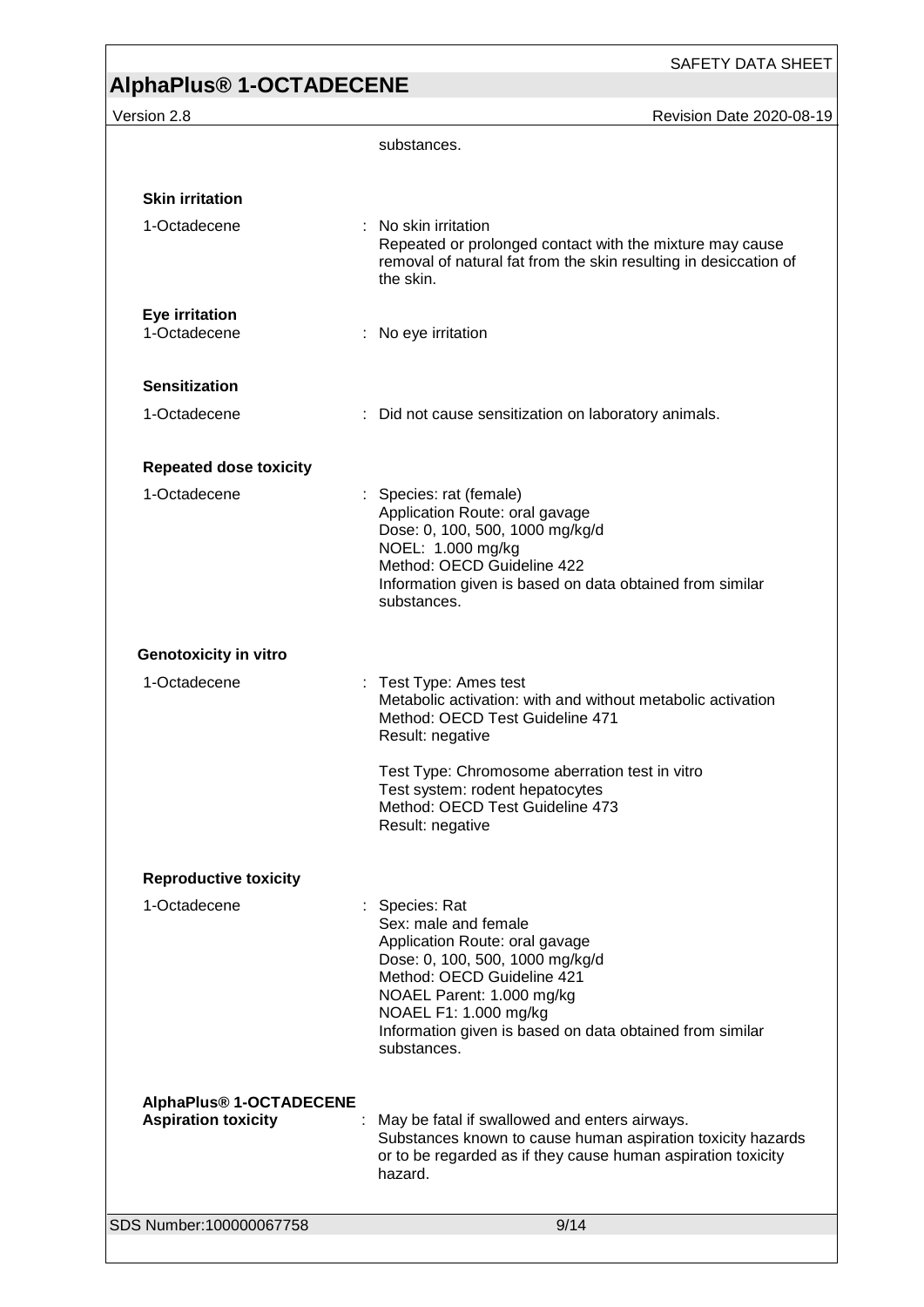substances.

**Skin irritation**

1-Octadecene : No skin irritation
Repeated or prolonged contact with the mixture may cause removal of natural fat from the skin resulting in desiccation of the skin.

**Eye irritation**

1-Octadecene : No eye irritation

**Sensitization**

1-Octadecene : Did not cause sensitization on laboratory animals.

**Repeated dose toxicity**

1-Octadecene : Species: rat (female)
Application Route: oral gavage
Dose: 0, 100, 500, 1000 mg/kg/d
NOEL: 1.000 mg/kg
Method: OECD Guideline 422
Information given is based on data obtained from similar substances.

**Genotoxicity in vitro**

1-Octadecene : Test Type: Ames test
Metabolic activation: with and without metabolic activation
Method: OECD Test Guideline 471
Result: negative

Test Type: Chromosome aberration test in vitro
Test system: rodent hepatocytes
Method: OECD Test Guideline 473
Result: negative

**Reproductive toxicity**

1-Octadecene : Species: Rat
Sex: male and female
Application Route: oral gavage
Dose: 0, 100, 500, 1000 mg/kg/d
Method: OECD Guideline 421
NOAEL Parent: 1.000 mg/kg
NOAEL F1: 1.000 mg/kg
Information given is based on data obtained from similar substances.

**AlphaPlus® 1-OCTADECENE**

**Aspiration toxicity** : May be fatal if swallowed and enters airways.
Substances known to cause human aspiration toxicity hazards or to be regarded as if they cause human aspiration toxicity hazard.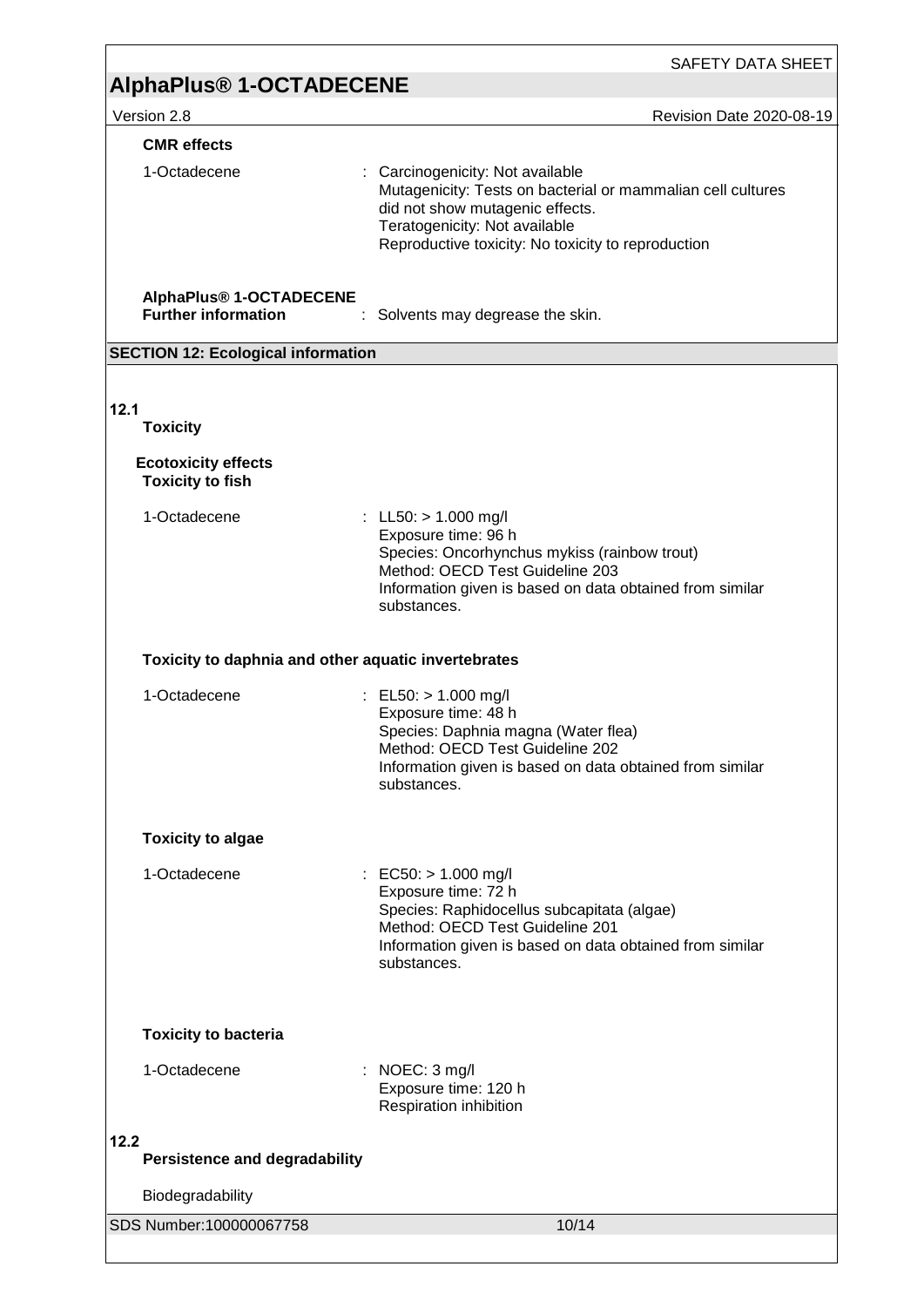**CMR effects**

1-Octadecene : Carcinogenicity: Not available
Mutagenicity: Tests on bacterial or mammalian cell cultures did not show mutagenic effects.
Teratogenicity: Not available
Reproductive toxicity: No toxicity to reproduction

**AlphaPlus® 1-OCTADECENE**
**Further information** : Solvents may degrease the skin.

## SECTION 12: Ecological information

### 12.1 Toxicity

**Ecotoxicity effects**
**Toxicity to fish**

1-Octadecene : LL50: > 1.000 mg/l
Exposure time: 96 h
Species: Oncorhynchus mykiss (rainbow trout)
Method: OECD Test Guideline 203
Information given is based on data obtained from similar substances.

**Toxicity to daphnia and other aquatic invertebrates**

1-Octadecene : EL50: > 1.000 mg/l
Exposure time: 48 h
Species: Daphnia magna (Water flea)
Method: OECD Test Guideline 202
Information given is based on data obtained from similar substances.

**Toxicity to algae**

1-Octadecene : EC50: > 1.000 mg/l
Exposure time: 72 h
Species: Raphidocellus subcapitata (algae)
Method: OECD Test Guideline 201
Information given is based on data obtained from similar substances.

**Toxicity to bacteria**

1-Octadecene : NOEC: 3 mg/l
Exposure time: 120 h
Respiration inhibition

### 12.2 Persistence and degradability

Biodegradability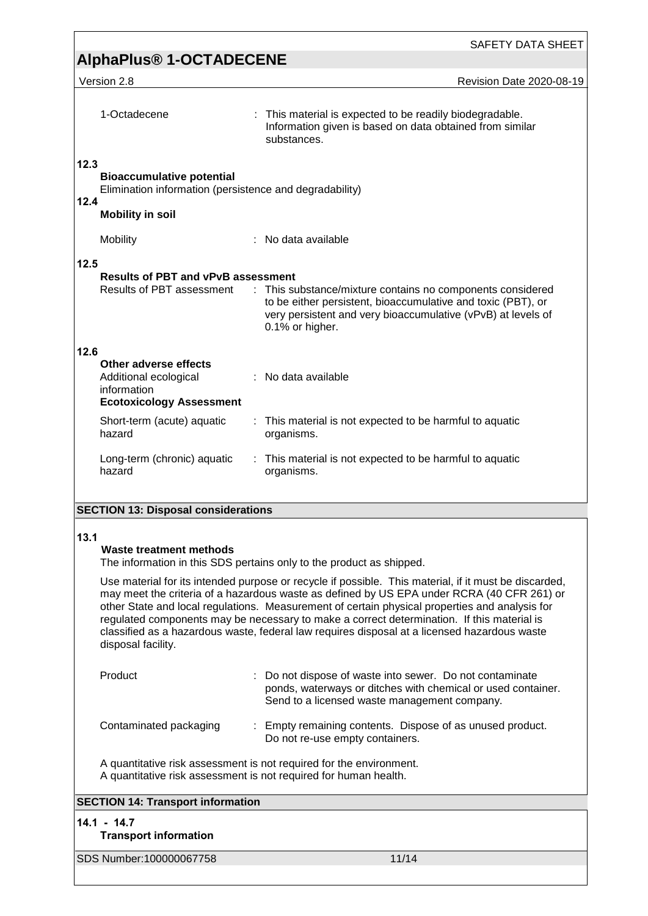| | |
|---|---|
| 1-Octadecene | : This material is expected to be readily biodegradable. Information given is based on data obtained from similar substances. |

**12.3**

**Bioaccumulative potential**

Elimination information (persistence and degradability)

**12.4**

**Mobility in soil**

| | |
|---|---|
| Mobility | : No data available |

**12.5**

**Results of PBT and vPvB assessment**

| | |
|---|---|
| Results of PBT assessment | : This substance/mixture contains no components considered to be either persistent, bioaccumulative and toxic (PBT), or very persistent and very bioaccumulative (vPvB) at levels of 0.1% or higher. |

**12.6**

**Other adverse effects**

| | |
|---|---|
| Additional ecological information | : No data available |

**Ecotoxicology Assessment**

| | |
|---|---|
| Short-term (acute) aquatic hazard | : This material is not expected to be harmful to aquatic organisms. |
| Long-term (chronic) aquatic hazard | : This material is not expected to be harmful to aquatic organisms. |

## SECTION 13: Disposal considerations

**13.1**

**Waste treatment methods**

The information in this SDS pertains only to the product as shipped.

Use material for its intended purpose or recycle if possible. This material, if it must be discarded, may meet the criteria of a hazardous waste as defined by US EPA under RCRA (40 CFR 261) or other State and local regulations. Measurement of certain physical properties and analysis for regulated components may be necessary to make a correct determination. If this material is classified as a hazardous waste, federal law requires disposal at a licensed hazardous waste disposal facility.

| | |
|---|---|
| Product | : Do not dispose of waste into sewer. Do not contaminate ponds, waterways or ditches with chemical or used container. Send to a licensed waste management company. |
| Contaminated packaging | : Empty remaining contents. Dispose of as unused product. Do not re-use empty containers. |

A quantitative risk assessment is not required for the environment.
A quantitative risk assessment is not required for human health.

## SECTION 14: Transport information

**14.1 - 14.7**

**Transport information**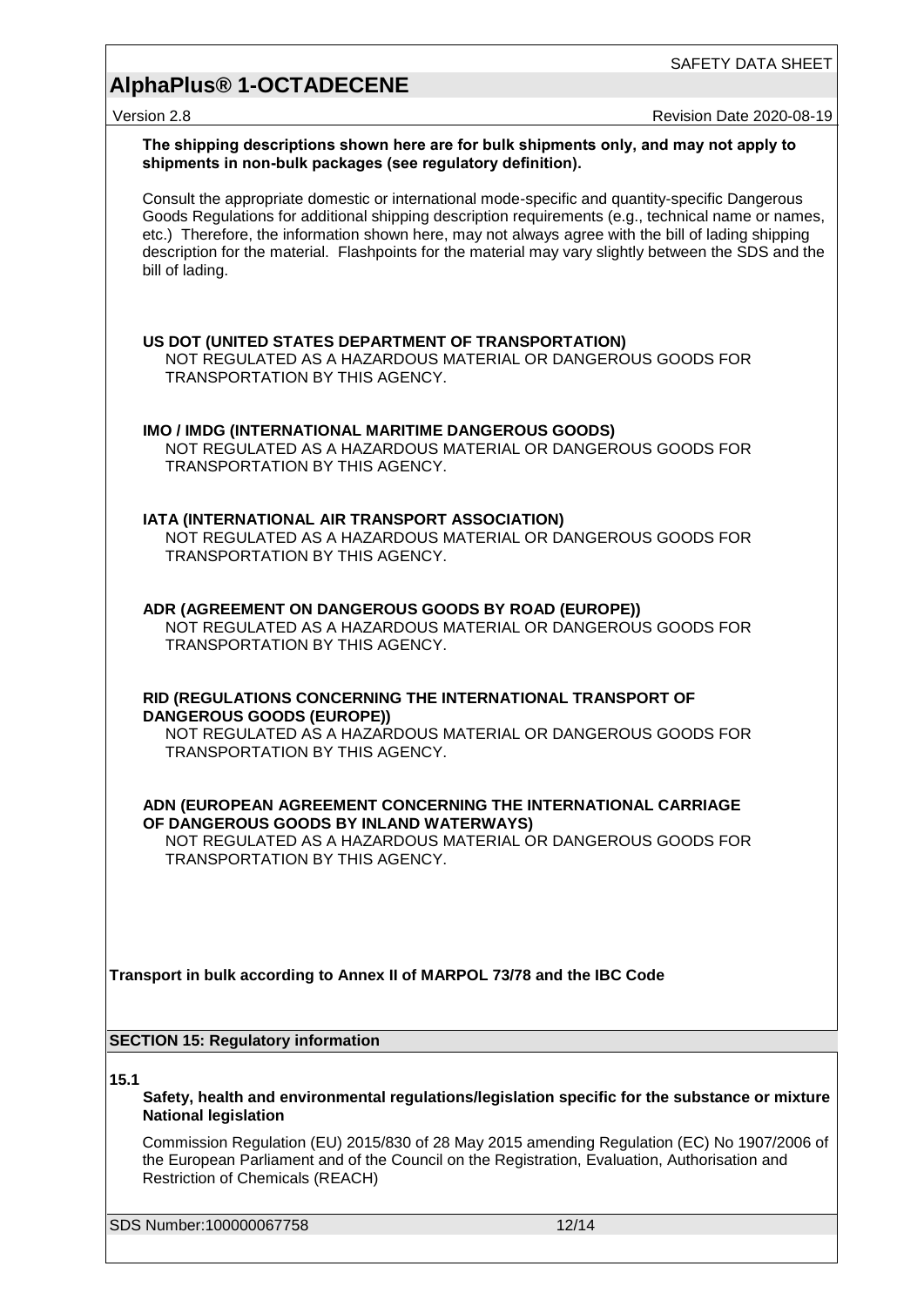**The shipping descriptions shown here are for bulk shipments only, and may not apply to shipments in non-bulk packages (see regulatory definition).**

Consult the appropriate domestic or international mode-specific and quantity-specific Dangerous Goods Regulations for additional shipping description requirements (e.g., technical name or names, etc.) Therefore, the information shown here, may not always agree with the bill of lading shipping description for the material. Flashpoints for the material may vary slightly between the SDS and the bill of lading.

**US DOT (UNITED STATES DEPARTMENT OF TRANSPORTATION)**
NOT REGULATED AS A HAZARDOUS MATERIAL OR DANGEROUS GOODS FOR TRANSPORTATION BY THIS AGENCY.

**IMO / IMDG (INTERNATIONAL MARITIME DANGEROUS GOODS)**
NOT REGULATED AS A HAZARDOUS MATERIAL OR DANGEROUS GOODS FOR TRANSPORTATION BY THIS AGENCY.

**IATA (INTERNATIONAL AIR TRANSPORT ASSOCIATION)**
NOT REGULATED AS A HAZARDOUS MATERIAL OR DANGEROUS GOODS FOR TRANSPORTATION BY THIS AGENCY.

**ADR (AGREEMENT ON DANGEROUS GOODS BY ROAD (EUROPE))**
NOT REGULATED AS A HAZARDOUS MATERIAL OR DANGEROUS GOODS FOR TRANSPORTATION BY THIS AGENCY.

**RID (REGULATIONS CONCERNING THE INTERNATIONAL TRANSPORT OF DANGEROUS GOODS (EUROPE))**
NOT REGULATED AS A HAZARDOUS MATERIAL OR DANGEROUS GOODS FOR TRANSPORTATION BY THIS AGENCY.

**ADN (EUROPEAN AGREEMENT CONCERNING THE INTERNATIONAL CARRIAGE OF DANGEROUS GOODS BY INLAND WATERWAYS)**
NOT REGULATED AS A HAZARDOUS MATERIAL OR DANGEROUS GOODS FOR TRANSPORTATION BY THIS AGENCY.

**Transport in bulk according to Annex II of MARPOL 73/78 and the IBC Code**

## SECTION 15: Regulatory information

**15.1**

**Safety, health and environmental regulations/legislation specific for the substance or mixture**
**National legislation**

Commission Regulation (EU) 2015/830 of 28 May 2015 amending Regulation (EC) No 1907/2006 of the European Parliament and of the Council on the Registration, Evaluation, Authorisation and Restriction of Chemicals (REACH)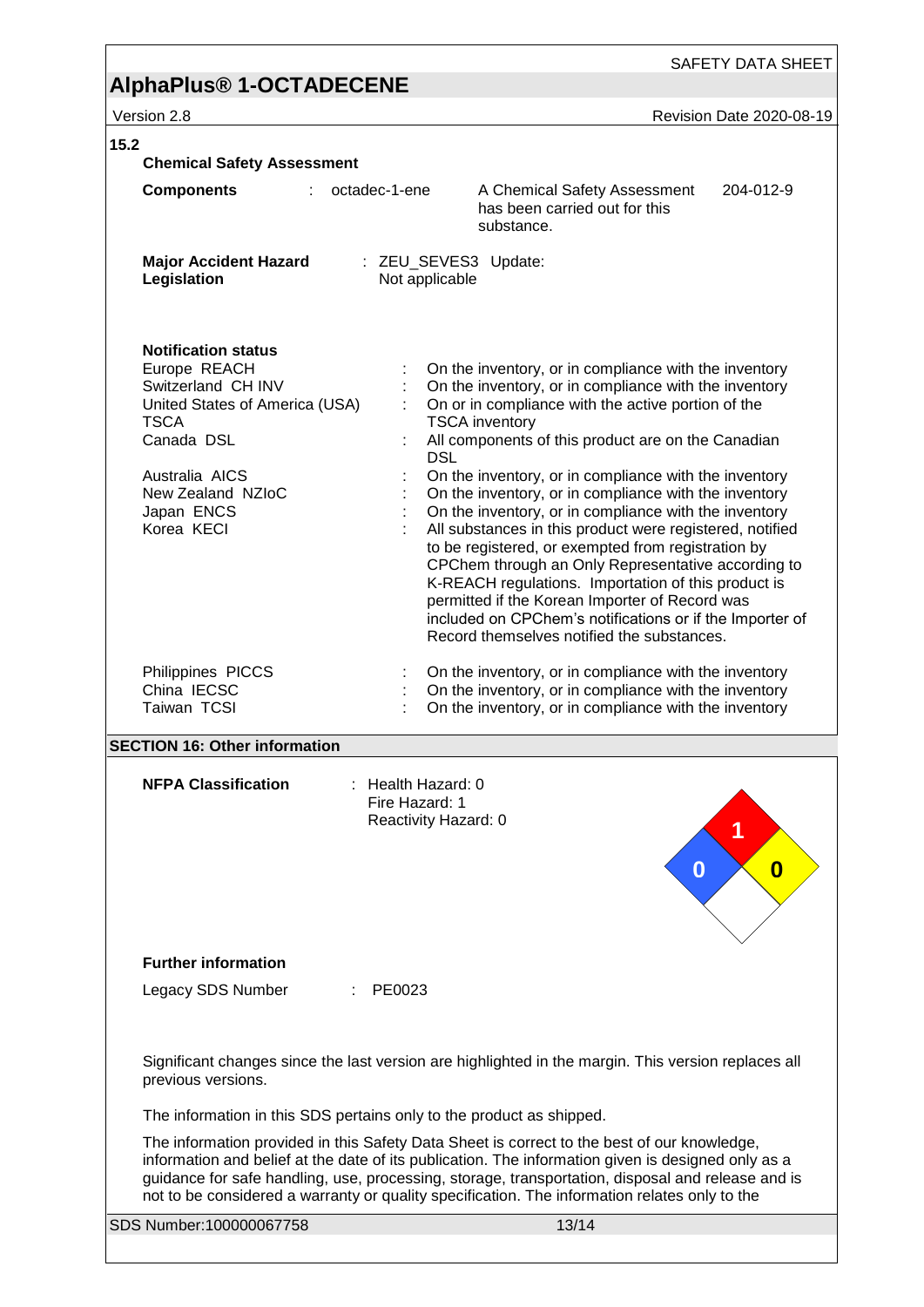**15.2**

**Chemical Safety Assessment**

| **Components** | : octadec-1-ene | A Chemical Safety Assessment has been carried out for this substance. | 204-012-9 |
|---|---|---|---|

**Major Accident Hazard Legislation** : ZEU_SEVES3 Update: Not applicable

**Notification status**

| | | |
|---|---|---|
| Europe REACH | : | On the inventory, or in compliance with the inventory |
| Switzerland CH INV | : | On the inventory, or in compliance with the inventory |
| United States of America (USA) TSCA | : | On or in compliance with the active portion of the TSCA inventory |
| Canada DSL | : | All components of this product are on the Canadian DSL |
| Australia AICS | : | On the inventory, or in compliance with the inventory |
| New Zealand NZIoC | : | On the inventory, or in compliance with the inventory |
| Japan ENCS | : | On the inventory, or in compliance with the inventory |
| Korea KECI | : | All substances in this product were registered, notified to be registered, or exempted from registration by CPChem through an Only Representative according to K-REACH regulations. Importation of this product is permitted if the Korean Importer of Record was included on CPChem's notifications or if the Importer of Record themselves notified the substances. |
| Philippines PICCS | : | On the inventory, or in compliance with the inventory |
| China IECSC | : | On the inventory, or in compliance with the inventory |
| Taiwan TCSI | : | On the inventory, or in compliance with the inventory |

## SECTION 16: Other information

**NFPA Classification** : Health Hazard: 0
Fire Hazard: 1
Reactivity Hazard: 0

**Further information**

Legacy SDS Number : PE0023

Significant changes since the last version are highlighted in the margin. This version replaces all previous versions.

The information in this SDS pertains only to the product as shipped.

The information provided in this Safety Data Sheet is correct to the best of our knowledge, information and belief at the date of its publication. The information given is designed only as a guidance for safe handling, use, processing, storage, transportation, disposal and release and is not to be considered a warranty or quality specification. The information relates only to the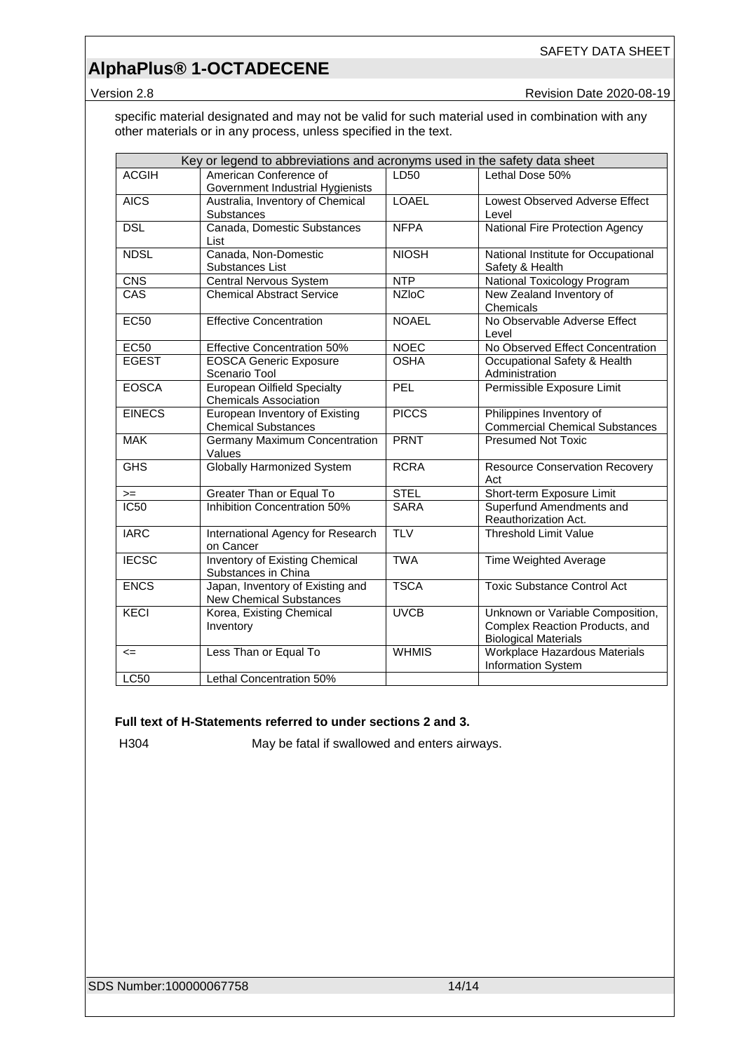specific material designated and may not be valid for such material used in combination with any other materials or in any process, unless specified in the text.

| Key or legend to abbreviations and acronyms used in the safety data sheet | | | |
|---|---|---|---|
| ACGIH | American Conference of Government Industrial Hygienists | LD50 | Lethal Dose 50% |
| AICS | Australia, Inventory of Chemical Substances | LOAEL | Lowest Observed Adverse Effect Level |
| DSL | Canada, Domestic Substances List | NFPA | National Fire Protection Agency |
| NDSL | Canada, Non-Domestic Substances List | NIOSH | National Institute for Occupational Safety & Health |
| CNS | Central Nervous System | NTP | National Toxicology Program |
| CAS | Chemical Abstract Service | NZIoC | New Zealand Inventory of Chemicals |
| EC50 | Effective Concentration | NOAEL | No Observable Adverse Effect Level |
| EC50 | Effective Concentration 50% | NOEC | No Observed Effect Concentration |
| EGEST | EOSCA Generic Exposure Scenario Tool | OSHA | Occupational Safety & Health Administration |
| EOSCA | European Oilfield Specialty Chemicals Association | PEL | Permissible Exposure Limit |
| EINECS | European Inventory of Existing Chemical Substances | PICCS | Philippines Inventory of Commercial Chemical Substances |
| MAK | Germany Maximum Concentration Values | PRNT | Presumed Not Toxic |
| GHS | Globally Harmonized System | RCRA | Resource Conservation Recovery Act |
| >= | Greater Than or Equal To | STEL | Short-term Exposure Limit |
| IC50 | Inhibition Concentration 50% | SARA | Superfund Amendments and Reauthorization Act. |
| IARC | International Agency for Research on Cancer | TLV | Threshold Limit Value |
| IECSC | Inventory of Existing Chemical Substances in China | TWA | Time Weighted Average |
| ENCS | Japan, Inventory of Existing and New Chemical Substances | TSCA | Toxic Substance Control Act |
| KECI | Korea, Existing Chemical Inventory | UVCB | Unknown or Variable Composition, Complex Reaction Products, and Biological Materials |
| <= | Less Than or Equal To | WHMIS | Workplace Hazardous Materials Information System |
| LC50 | Lethal Concentration 50% | | |

**Full text of H-Statements referred to under sections 2 and 3.**

H304 May be fatal if swallowed and enters airways.